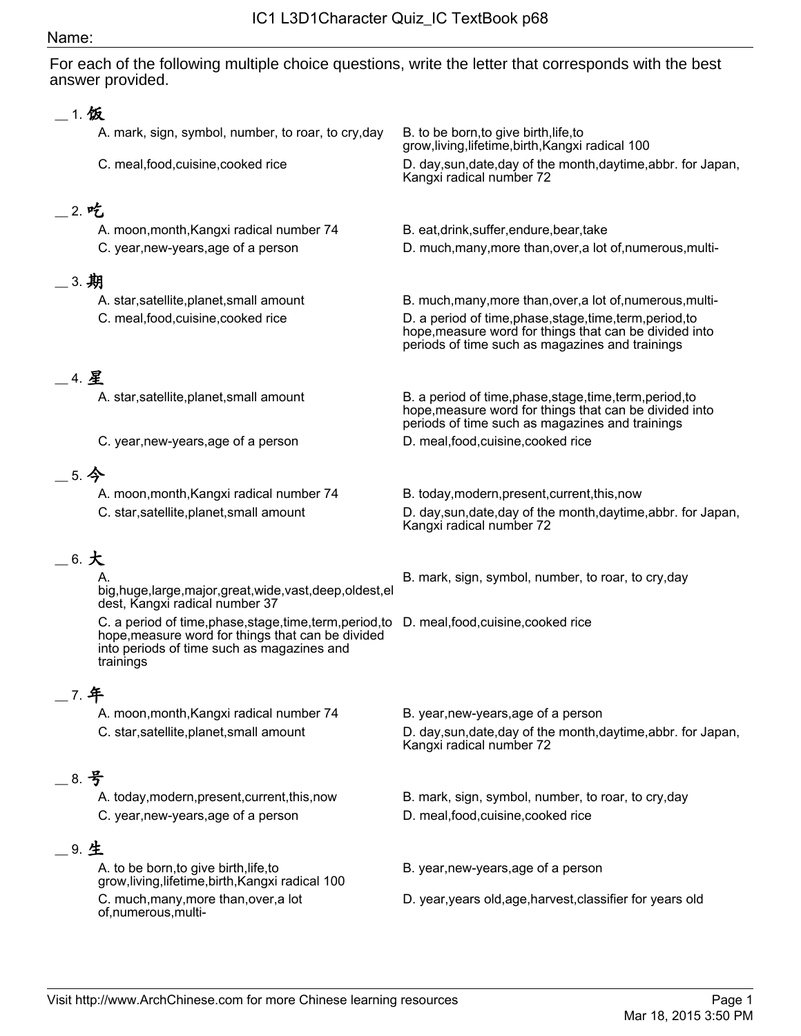# IC1 L3D1Character Quiz_IC TextBook p68

Name:

For each of the following multiple choice questions, write the letter that corresponds with the best answer provided.

__ 1. 饭

A. mark, sign, symbol, number, to roar, to cry,day

B. to be born,to give birth,life,to grow,living,lifetime,birth,Kangxi radical 100

C. meal,food,cuisine,cooked rice

D. day,sun,date,day of the month,daytime,abbr. for Japan, Kangxi radical number 72

__ 2. 吃

A. moon,month,Kangxi radical number 74

B. eat,drink,suffer,endure,bear,take

C. year,new-years,age of a person

D. much,many,more than,over,a lot of,numerous,multi-

__ 3. 期

A. star,satellite,planet,small amount

B. much,many,more than,over,a lot of,numerous,multi-

C. meal,food,cuisine,cooked rice

D. a period of time,phase,stage,time,term,period,to hope,measure word for things that can be divided into periods of time such as magazines and trainings

__ 4. 星

A. star,satellite,planet,small amount

B. a period of time,phase,stage,time,term,period,to hope,measure word for things that can be divided into periods of time such as magazines and trainings

C. year,new-years,age of a person

D. meal,food,cuisine,cooked rice

__ 5. 今

A. moon,month,Kangxi radical number 74

B. today,modern,present,current,this,now

C. star,satellite,planet,small amount

D. day,sun,date,day of the month,daytime,abbr. for Japan, Kangxi radical number 72

__ 6. 大

A. big,huge,large,major,great,wide,vast,deep,oldest,eldest, Kangxi radical number 37

B. mark, sign, symbol, number, to roar, to cry,day

C. a period of time,phase,stage,time,term,period,to hope,measure word for things that can be divided into periods of time such as magazines and trainings

D. meal,food,cuisine,cooked rice

__ 7. 年

A. moon,month,Kangxi radical number 74

B. year,new-years,age of a person

C. star,satellite,planet,small amount

D. day,sun,date,day of the month,daytime,abbr. for Japan, Kangxi radical number 72

__ 8. 号

A. today,modern,present,current,this,now

B. mark, sign, symbol, number, to roar, to cry,day

C. year,new-years,age of a person

D. meal,food,cuisine,cooked rice

__ 9. 生

A. to be born,to give birth,life,to grow,living,lifetime,birth,Kangxi radical 100

B. year,new-years,age of a person

C. much,many,more than,over,a lot of,numerous,multi-

D. year,years old,age,harvest,classifier for years old

Visit http://www.ArchChinese.com for more Chinese learning resources

Mar 18, 2015 3:50 PM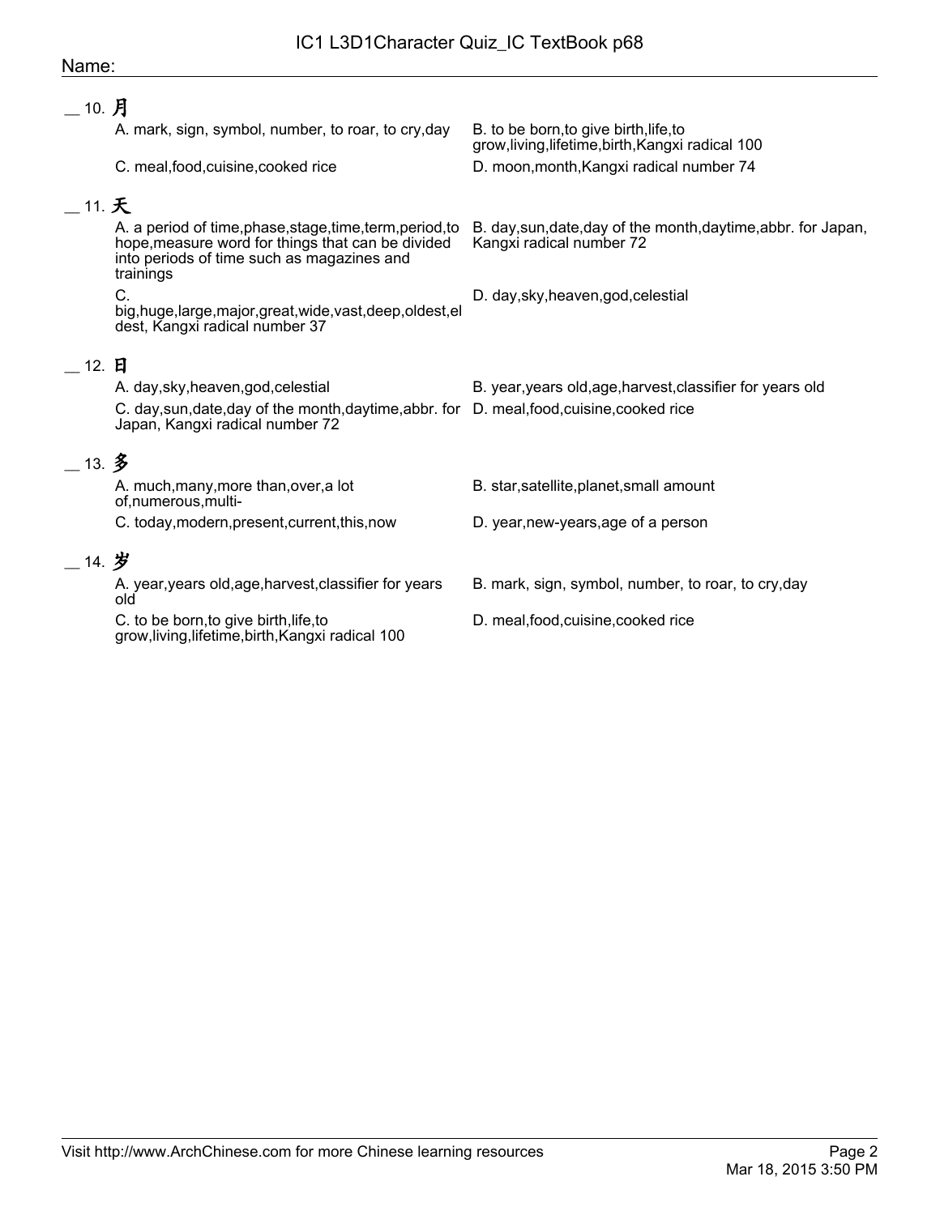Name:

__ 10. **月**

A. mark, sign, symbol, number, to roar, to cry,day

B. to be born,to give birth,life,to grow,living,lifetime,birth,Kangxi radical 100

C. meal,food,cuisine,cooked rice

D. moon,month,Kangxi radical number 74

__ 11. **天**

A. a period of time,phase,stage,time,term,period,to hope,measure word for things that can be divided into periods of time such as magazines and trainings

B. day,sun,date,day of the month,daytime,abbr. for Japan, Kangxi radical number 72

C. big,huge,large,major,great,wide,vast,deep,oldest,eldest, Kangxi radical number 37

D. day,sky,heaven,god,celestial

__ 12. **日**

A. day,sky,heaven,god,celestial

B. year,years old,age,harvest,classifier for years old

C. day,sun,date,day of the month,daytime,abbr. for Japan, Kangxi radical number 72

D. meal,food,cuisine,cooked rice

__ 13. **多**

A. much,many,more than,over,a lot of,numerous,multi-

B. star,satellite,planet,small amount

C. today,modern,present,current,this,now

D. year,new-years,age of a person

__ 14. **岁**

A. year,years old,age,harvest,classifier for years old

B. mark, sign, symbol, number, to roar, to cry,day

C. to be born,to give birth,life,to grow,living,lifetime,birth,Kangxi radical 100

D. meal,food,cuisine,cooked rice